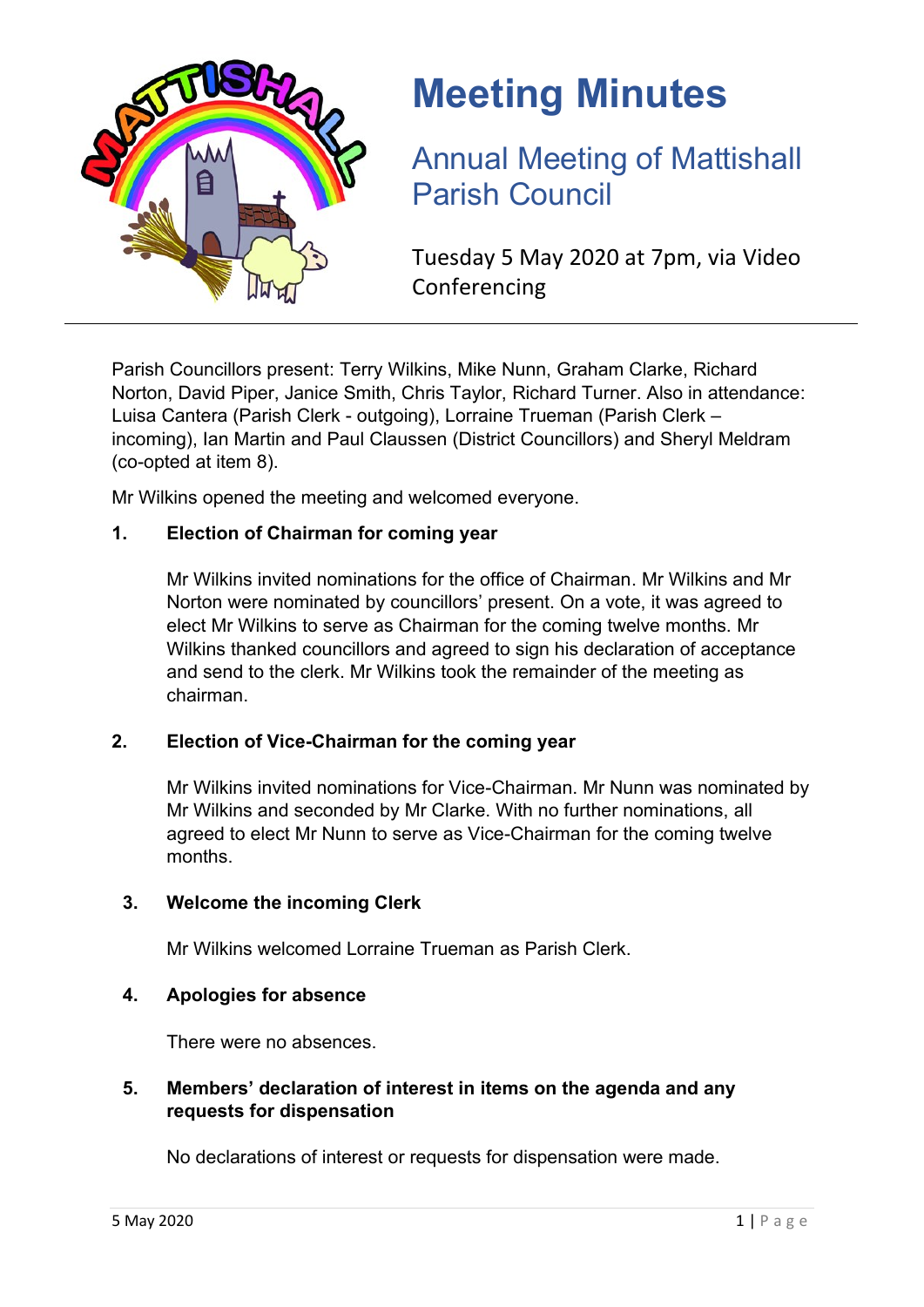# Meeting Minutes

## Annual Meeting of Mattishall Parish Council

Tuesday 5 May 2020 at 7pm, via Video Conferencing

---

Parish Councillors present: Terry Wilkins, Mike Nunn, Graham Clarke, Richard Norton, David Piper, Janice Smith, Chris Taylor, Richard Turner. Also in attendance: Luisa Cantera (Parish Clerk - outgoing), Lorraine Trueman (Parish Clerk – incoming), Ian Martin and Paul Claussen (District Councillors) and Sheryl Meldram (co-opted at item 8).

Mr Wilkins opened the meeting and welcomed everyone.

### 1. Election of Chairman for coming year

Mr Wilkins invited nominations for the office of Chairman. Mr Wilkins and Mr Norton were nominated by councillors' present. On a vote, it was agreed to elect Mr Wilkins to serve as Chairman for the coming twelve months. Mr Wilkins thanked councillors and agreed to sign his declaration of acceptance and send to the clerk. Mr Wilkins took the remainder of the meeting as chairman.

### 2. Election of Vice-Chairman for the coming year

Mr Wilkins invited nominations for Vice-Chairman. Mr Nunn was nominated by Mr Wilkins and seconded by Mr Clarke. With no further nominations, all agreed to elect Mr Nunn to serve as Vice-Chairman for the coming twelve months.

### 3. Welcome the incoming Clerk

Mr Wilkins welcomed Lorraine Trueman as Parish Clerk.

### 4. Apologies for absence

There were no absences.

### 5. Members' declaration of interest in items on the agenda and any requests for dispensation

No declarations of interest or requests for dispensation were made.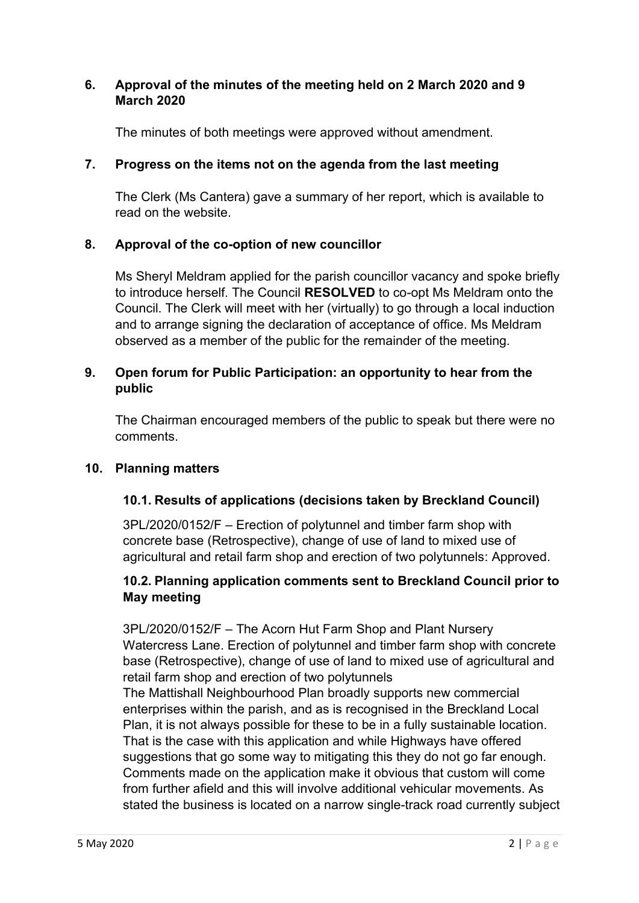## 6. Approval of the minutes of the meeting held on 2 March 2020 and 9 March 2020

The minutes of both meetings were approved without amendment.

## 7. Progress on the items not on the agenda from the last meeting

The Clerk (Ms Cantera) gave a summary of her report, which is available to read on the website.

## 8. Approval of the co-option of new councillor

Ms Sheryl Meldram applied for the parish councillor vacancy and spoke briefly to introduce herself. The Council **RESOLVED** to co-opt Ms Meldram onto the Council. The Clerk will meet with her (virtually) to go through a local induction and to arrange signing the declaration of acceptance of office. Ms Meldram observed as a member of the public for the remainder of the meeting.

## 9. Open forum for Public Participation: an opportunity to hear from the public

The Chairman encouraged members of the public to speak but there were no comments.

## 10. Planning matters

### 10.1. Results of applications (decisions taken by Breckland Council)

3PL/2020/0152/F – Erection of polytunnel and timber farm shop with concrete base (Retrospective), change of use of land to mixed use of agricultural and retail farm shop and erection of two polytunnels: Approved.

### 10.2. Planning application comments sent to Breckland Council prior to May meeting

3PL/2020/0152/F – The Acorn Hut Farm Shop and Plant Nursery Watercress Lane. Erection of polytunnel and timber farm shop with concrete base (Retrospective), change of use of land to mixed use of agricultural and retail farm shop and erection of two polytunnels
The Mattishall Neighbourhood Plan broadly supports new commercial enterprises within the parish, and as is recognised in the Breckland Local Plan, it is not always possible for these to be in a fully sustainable location. That is the case with this application and while Highways have offered suggestions that go some way to mitigating this they do not go far enough. Comments made on the application make it obvious that custom will come from further afield and this will involve additional vehicular movements. As stated the business is located on a narrow single-track road currently subject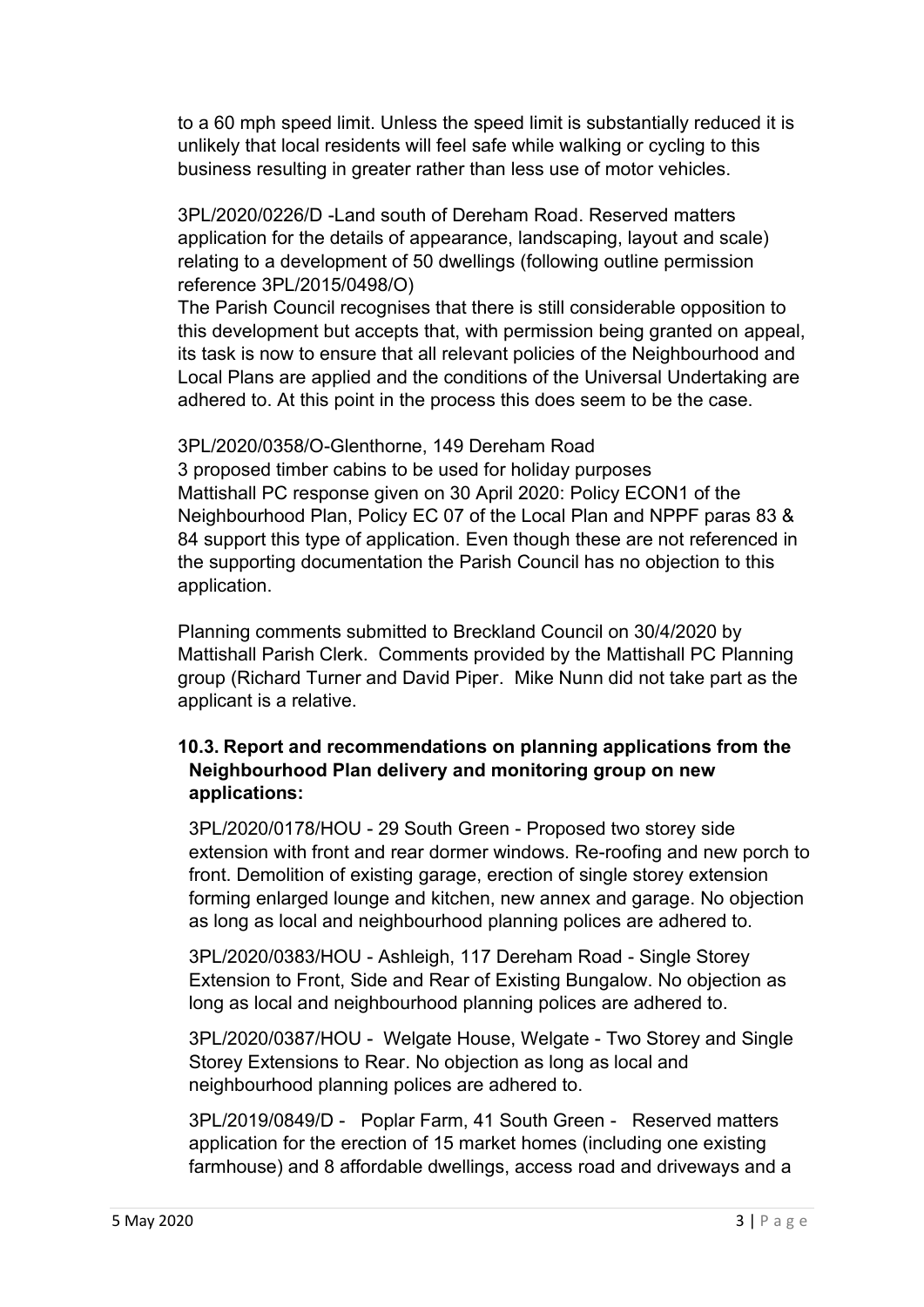to a 60 mph speed limit. Unless the speed limit is substantially reduced it is unlikely that local residents will feel safe while walking or cycling to this business resulting in greater rather than less use of motor vehicles.

3PL/2020/0226/D -Land south of Dereham Road. Reserved matters application for the details of appearance, landscaping, layout and scale) relating to a development of 50 dwellings (following outline permission reference 3PL/2015/0498/O)

The Parish Council recognises that there is still considerable opposition to this development but accepts that, with permission being granted on appeal, its task is now to ensure that all relevant policies of the Neighbourhood and Local Plans are applied and the conditions of the Universal Undertaking are adhered to. At this point in the process this does seem to be the case.

3PL/2020/0358/O-Glenthorne, 149 Dereham Road

3 proposed timber cabins to be used for holiday purposes

Mattishall PC response given on 30 April 2020: Policy ECON1 of the Neighbourhood Plan, Policy EC 07 of the Local Plan and NPPF paras 83 & 84 support this type of application. Even though these are not referenced in the supporting documentation the Parish Council has no objection to this application.

Planning comments submitted to Breckland Council on 30/4/2020 by Mattishall Parish Clerk. Comments provided by the Mattishall PC Planning group (Richard Turner and David Piper. Mike Nunn did not take part as the applicant is a relative.

**10.3. Report and recommendations on planning applications from the Neighbourhood Plan delivery and monitoring group on new applications:**

3PL/2020/0178/HOU - 29 South Green - Proposed two storey side extension with front and rear dormer windows. Re-roofing and new porch to front. Demolition of existing garage, erection of single storey extension forming enlarged lounge and kitchen, new annex and garage. No objection as long as local and neighbourhood planning polices are adhered to.

3PL/2020/0383/HOU - Ashleigh, 117 Dereham Road - Single Storey Extension to Front, Side and Rear of Existing Bungalow. No objection as long as local and neighbourhood planning polices are adhered to.

3PL/2020/0387/HOU - Welgate House, Welgate - Two Storey and Single Storey Extensions to Rear. No objection as long as local and neighbourhood planning polices are adhered to.

3PL/2019/0849/D - Poplar Farm, 41 South Green - Reserved matters application for the erection of 15 market homes (including one existing farmhouse) and 8 affordable dwellings, access road and driveways and a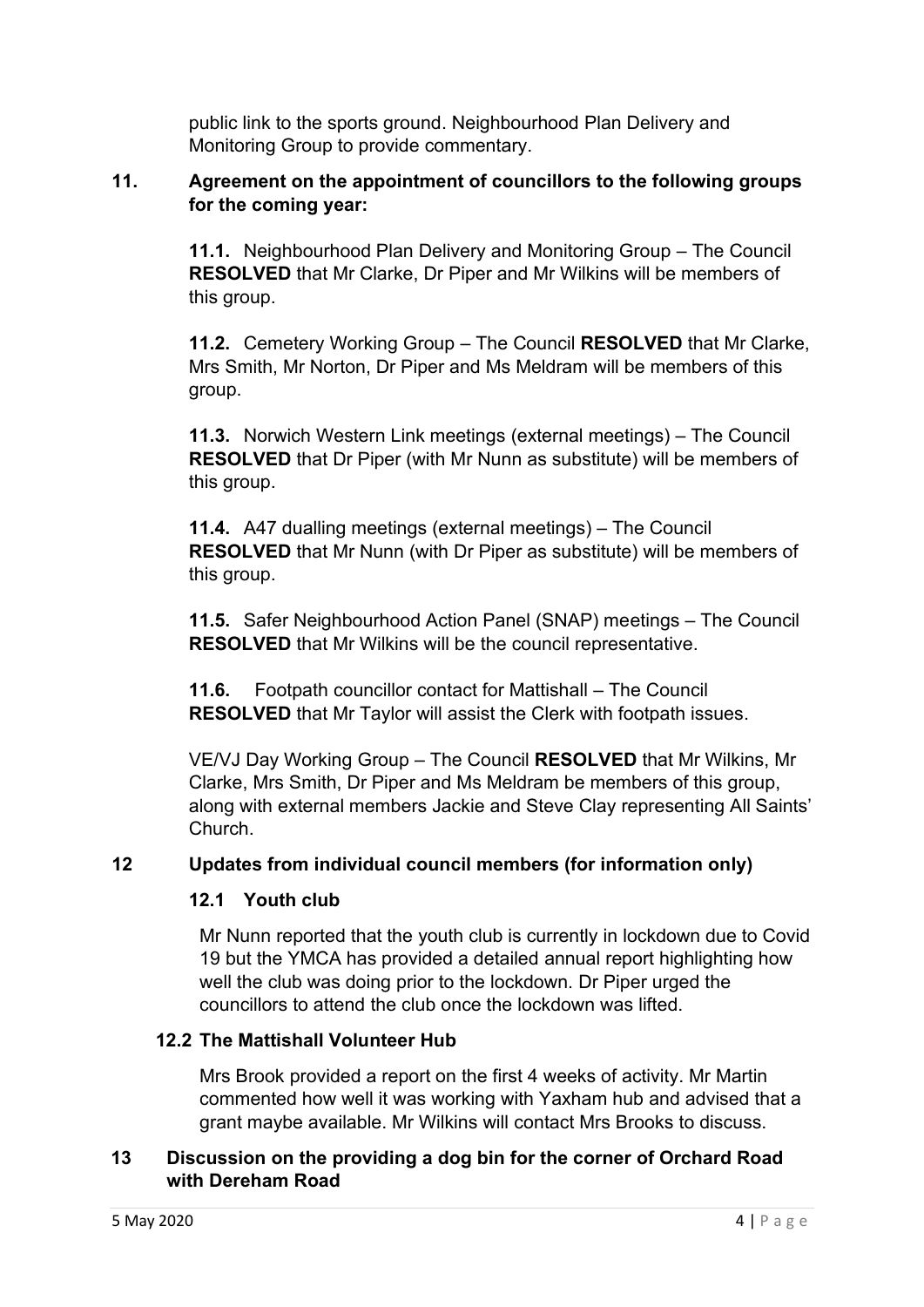public link to the sports ground. Neighbourhood Plan Delivery and Monitoring Group to provide commentary.

## 11. Agreement on the appointment of councillors to the following groups for the coming year:

**11.1.** Neighbourhood Plan Delivery and Monitoring Group – The Council **RESOLVED** that Mr Clarke, Dr Piper and Mr Wilkins will be members of this group.

**11.2.** Cemetery Working Group – The Council **RESOLVED** that Mr Clarke, Mrs Smith, Mr Norton, Dr Piper and Ms Meldram will be members of this group.

**11.3.** Norwich Western Link meetings (external meetings) – The Council **RESOLVED** that Dr Piper (with Mr Nunn as substitute) will be members of this group.

**11.4.** A47 dualling meetings (external meetings) – The Council **RESOLVED** that Mr Nunn (with Dr Piper as substitute) will be members of this group.

**11.5.** Safer Neighbourhood Action Panel (SNAP) meetings – The Council **RESOLVED** that Mr Wilkins will be the council representative.

**11.6.** Footpath councillor contact for Mattishall – The Council **RESOLVED** that Mr Taylor will assist the Clerk with footpath issues.

VE/VJ Day Working Group – The Council **RESOLVED** that Mr Wilkins, Mr Clarke, Mrs Smith, Dr Piper and Ms Meldram be members of this group, along with external members Jackie and Steve Clay representing All Saints' Church.

## 12 Updates from individual council members (for information only)

### 12.1 Youth club

Mr Nunn reported that the youth club is currently in lockdown due to Covid 19 but the YMCA has provided a detailed annual report highlighting how well the club was doing prior to the lockdown. Dr Piper urged the councillors to attend the club once the lockdown was lifted.

### 12.2 The Mattishall Volunteer Hub

Mrs Brook provided a report on the first 4 weeks of activity. Mr Martin commented how well it was working with Yaxham hub and advised that a grant maybe available. Mr Wilkins will contact Mrs Brooks to discuss.

## 13 Discussion on the providing a dog bin for the corner of Orchard Road with Dereham Road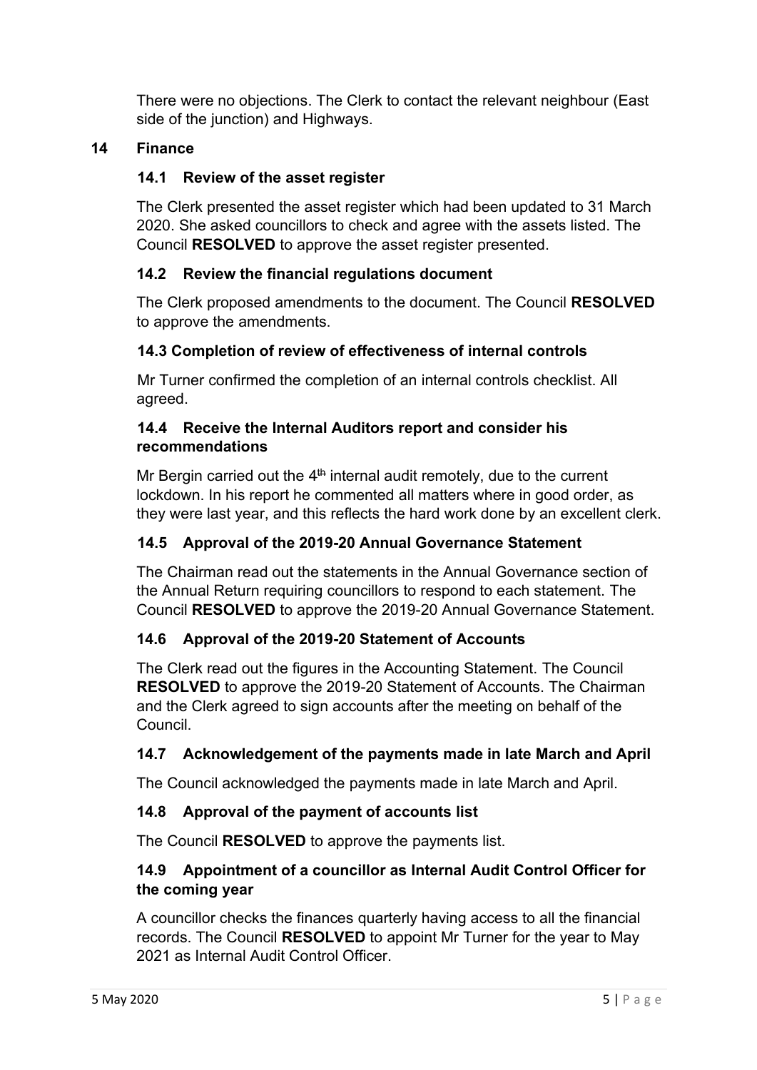There were no objections. The Clerk to contact the relevant neighbour (East side of the junction) and Highways.

## 14 Finance

### 14.1 Review of the asset register

The Clerk presented the asset register which had been updated to 31 March 2020. She asked councillors to check and agree with the assets listed. The Council **RESOLVED** to approve the asset register presented.

### 14.2 Review the financial regulations document

The Clerk proposed amendments to the document. The Council **RESOLVED** to approve the amendments.

### 14.3 Completion of review of effectiveness of internal controls

Mr Turner confirmed the completion of an internal controls checklist. All agreed.

### 14.4 Receive the Internal Auditors report and consider his recommendations

Mr Bergin carried out the 4th internal audit remotely, due to the current lockdown. In his report he commented all matters where in good order, as they were last year, and this reflects the hard work done by an excellent clerk.

### 14.5 Approval of the 2019-20 Annual Governance Statement

The Chairman read out the statements in the Annual Governance section of the Annual Return requiring councillors to respond to each statement. The Council **RESOLVED** to approve the 2019-20 Annual Governance Statement.

### 14.6 Approval of the 2019-20 Statement of Accounts

The Clerk read out the figures in the Accounting Statement. The Council **RESOLVED** to approve the 2019-20 Statement of Accounts. The Chairman and the Clerk agreed to sign accounts after the meeting on behalf of the Council.

### 14.7 Acknowledgement of the payments made in late March and April

The Council acknowledged the payments made in late March and April.

### 14.8 Approval of the payment of accounts list

The Council **RESOLVED** to approve the payments list.

### 14.9 Appointment of a councillor as Internal Audit Control Officer for the coming year

A councillor checks the finances quarterly having access to all the financial records. The Council **RESOLVED** to appoint Mr Turner for the year to May 2021 as Internal Audit Control Officer.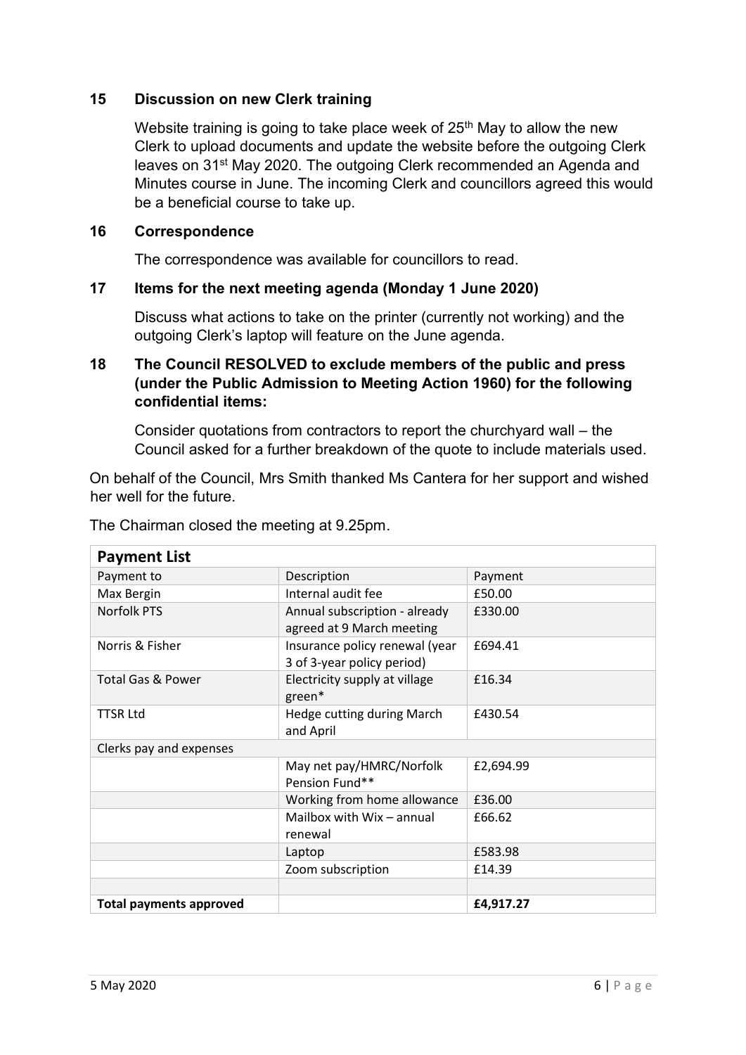## 15 Discussion on new Clerk training

Website training is going to take place week of 25th May to allow the new Clerk to upload documents and update the website before the outgoing Clerk leaves on 31st May 2020. The outgoing Clerk recommended an Agenda and Minutes course in June. The incoming Clerk and councillors agreed this would be a beneficial course to take up.

## 16 Correspondence

The correspondence was available for councillors to read.

## 17 Items for the next meeting agenda (Monday 1 June 2020)

Discuss what actions to take on the printer (currently not working) and the outgoing Clerk's laptop will feature on the June agenda.

## 18 The Council RESOLVED to exclude members of the public and press (under the Public Admission to Meeting Action 1960) for the following confidential items:

Consider quotations from contractors to report the churchyard wall – the Council asked for a further breakdown of the quote to include materials used.

On behalf of the Council, Mrs Smith thanked Ms Cantera for her support and wished her well for the future.

The Chairman closed the meeting at 9.25pm.

| **Payment List** | | |
|---|---|---|
| Payment to | Description | Payment |
| Max Bergin | Internal audit fee | £50.00 |
| Norfolk PTS | Annual subscription - already agreed at 9 March meeting | £330.00 |
| Norris & Fisher | Insurance policy renewal (year 3 of 3-year policy period) | £694.41 |
| Total Gas & Power | Electricity supply at village green* | £16.34 |
| TTSR Ltd | Hedge cutting during March and April | £430.54 |
| Clerks pay and expenses | | |
| | May net pay/HMRC/Norfolk Pension Fund** | £2,694.99 |
| | Working from home allowance | £36.00 |
| | Mailbox with Wix – annual renewal | £66.62 |
| | Laptop | £583.98 |
| | Zoom subscription | £14.39 |
| | | |
| **Total payments approved** | | **£4,917.27** |